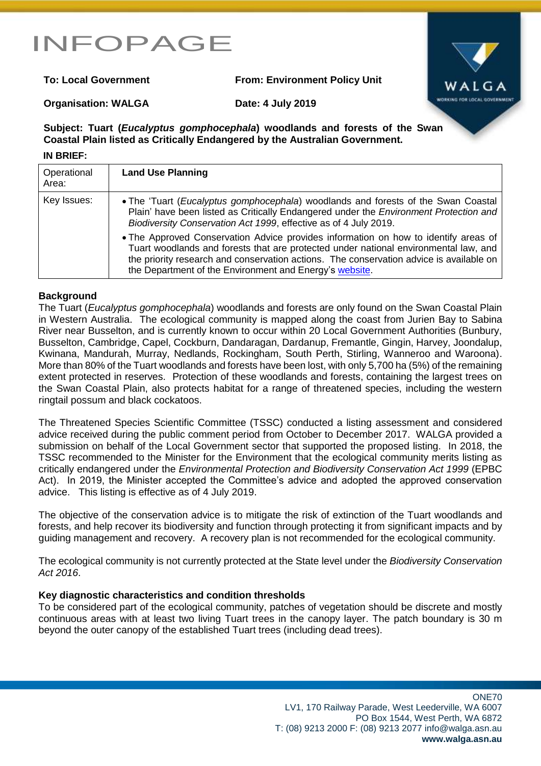# INFOPAGE

**To: Local Government** | **From: Environment Policy Unit**

**Organisation: WALGA** | **Date: 4 July 2019**

**Subject: Tuart (*Eucalyptus gomphocephala*) woodlands and forests of the Swan Coastal Plain listed as Critically Endangered by the Australian Government.**

**IN BRIEF:**

| Operational Area: | **Land Use Planning** |
|---|---|
| Key Issues: | • The 'Tuart (*Eucalyptus gomphocephala*) woodlands and forests of the Swan Coastal Plain' have been listed as Critically Endangered under the *Environment Protection and Biodiversity Conservation Act 1999*, effective as of 4 July 2019.<br>• The Approved Conservation Advice provides information on how to identify areas of Tuart woodlands and forests that are protected under national environmental law, and the priority research and conservation actions. The conservation advice is available on the Department of the Environment and Energy's website. |

## Background

The Tuart (*Eucalyptus gomphocephala*) woodlands and forests are only found on the Swan Coastal Plain in Western Australia. The ecological community is mapped along the coast from Jurien Bay to Sabina River near Busselton, and is currently known to occur within 20 Local Government Authorities (Bunbury, Busselton, Cambridge, Capel, Cockburn, Dandaragan, Dardanup, Fremantle, Gingin, Harvey, Joondalup, Kwinana, Mandurah, Murray, Nedlands, Rockingham, South Perth, Stirling, Wanneroo and Waroona). More than 80% of the Tuart woodlands and forests have been lost, with only 5,700 ha (5%) of the remaining extent protected in reserves. Protection of these woodlands and forests, containing the largest trees on the Swan Coastal Plain, also protects habitat for a range of threatened species, including the western ringtail possum and black cockatoos.

The Threatened Species Scientific Committee (TSSC) conducted a listing assessment and considered advice received during the public comment period from October to December 2017. WALGA provided a submission on behalf of the Local Government sector that supported the proposed listing. In 2018, the TSSC recommended to the Minister for the Environment that the ecological community merits listing as critically endangered under the *Environmental Protection and Biodiversity Conservation Act 1999* (EPBC Act). In 2019, the Minister accepted the Committee's advice and adopted the approved conservation advice. This listing is effective as of 4 July 2019.

The objective of the conservation advice is to mitigate the risk of extinction of the Tuart woodlands and forests, and help recover its biodiversity and function through protecting it from significant impacts and by guiding management and recovery. A recovery plan is not recommended for the ecological community.

The ecological community is not currently protected at the State level under the *Biodiversity Conservation Act 2016*.

## Key diagnostic characteristics and condition thresholds

To be considered part of the ecological community, patches of vegetation should be discrete and mostly continuous areas with at least two living Tuart trees in the canopy layer. The patch boundary is 30 m beyond the outer canopy of the established Tuart trees (including dead trees).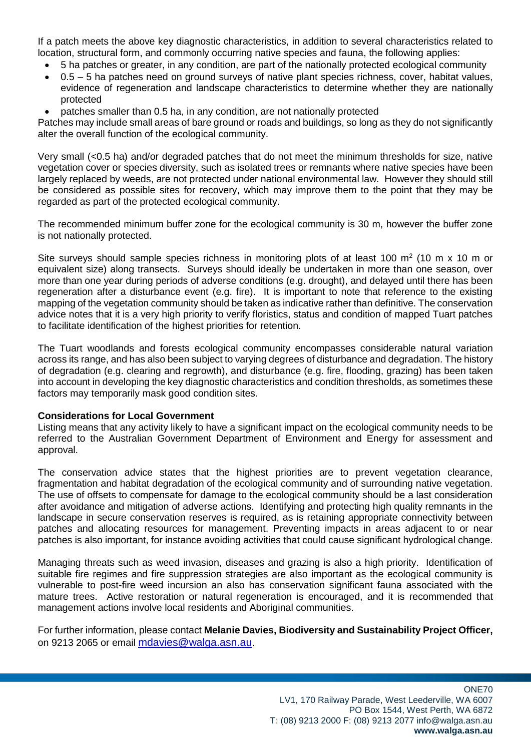If a patch meets the above key diagnostic characteristics, in addition to several characteristics related to location, structural form, and commonly occurring native species and fauna, the following applies:

- 5 ha patches or greater, in any condition, are part of the nationally protected ecological community
- 0.5 – 5 ha patches need on ground surveys of native plant species richness, cover, habitat values, evidence of regeneration and landscape characteristics to determine whether they are nationally protected
- patches smaller than 0.5 ha, in any condition, are not nationally protected

Patches may include small areas of bare ground or roads and buildings, so long as they do not significantly alter the overall function of the ecological community.

Very small (<0.5 ha) and/or degraded patches that do not meet the minimum thresholds for size, native vegetation cover or species diversity, such as isolated trees or remnants where native species have been largely replaced by weeds, are not protected under national environmental law. However they should still be considered as possible sites for recovery, which may improve them to the point that they may be regarded as part of the protected ecological community.

The recommended minimum buffer zone for the ecological community is 30 m, however the buffer zone is not nationally protected.

Site surveys should sample species richness in monitoring plots of at least 100 $m^2$ (10 m x 10 m or equivalent size) along transects. Surveys should ideally be undertaken in more than one season, over more than one year during periods of adverse conditions (e.g. drought), and delayed until there has been regeneration after a disturbance event (e.g. fire). It is important to note that reference to the existing mapping of the vegetation community should be taken as indicative rather than definitive. The conservation advice notes that it is a very high priority to verify floristics, status and condition of mapped Tuart patches to facilitate identification of the highest priorities for retention.

The Tuart woodlands and forests ecological community encompasses considerable natural variation across its range, and has also been subject to varying degrees of disturbance and degradation. The history of degradation (e.g. clearing and regrowth), and disturbance (e.g. fire, flooding, grazing) has been taken into account in developing the key diagnostic characteristics and condition thresholds, as sometimes these factors may temporarily mask good condition sites.

**Considerations for Local Government**

Listing means that any activity likely to have a significant impact on the ecological community needs to be referred to the Australian Government Department of Environment and Energy for assessment and approval.

The conservation advice states that the highest priorities are to prevent vegetation clearance, fragmentation and habitat degradation of the ecological community and of surrounding native vegetation. The use of offsets to compensate for damage to the ecological community should be a last consideration after avoidance and mitigation of adverse actions. Identifying and protecting high quality remnants in the landscape in secure conservation reserves is required, as is retaining appropriate connectivity between patches and allocating resources for management. Preventing impacts in areas adjacent to or near patches is also important, for instance avoiding activities that could cause significant hydrological change.

Managing threats such as weed invasion, diseases and grazing is also a high priority. Identification of suitable fire regimes and fire suppression strategies are also important as the ecological community is vulnerable to post-fire weed incursion an also has conservation significant fauna associated with the mature trees. Active restoration or natural regeneration is encouraged, and it is recommended that management actions involve local residents and Aboriginal communities.

For further information, please contact **Melanie Davies, Biodiversity and Sustainability Project Officer,** on 9213 2065 or email [mdavies@walga.asn.au](mailto:mdavies@walga.asn.au).

ONE70
LV1, 170 Railway Parade, West Leederville, WA 6007
PO Box 1544, West Perth, WA 6872
T: (08) 9213 2000 F: (08) 9213 2077 info@walga.asn.au
**www.walga.asn.au**